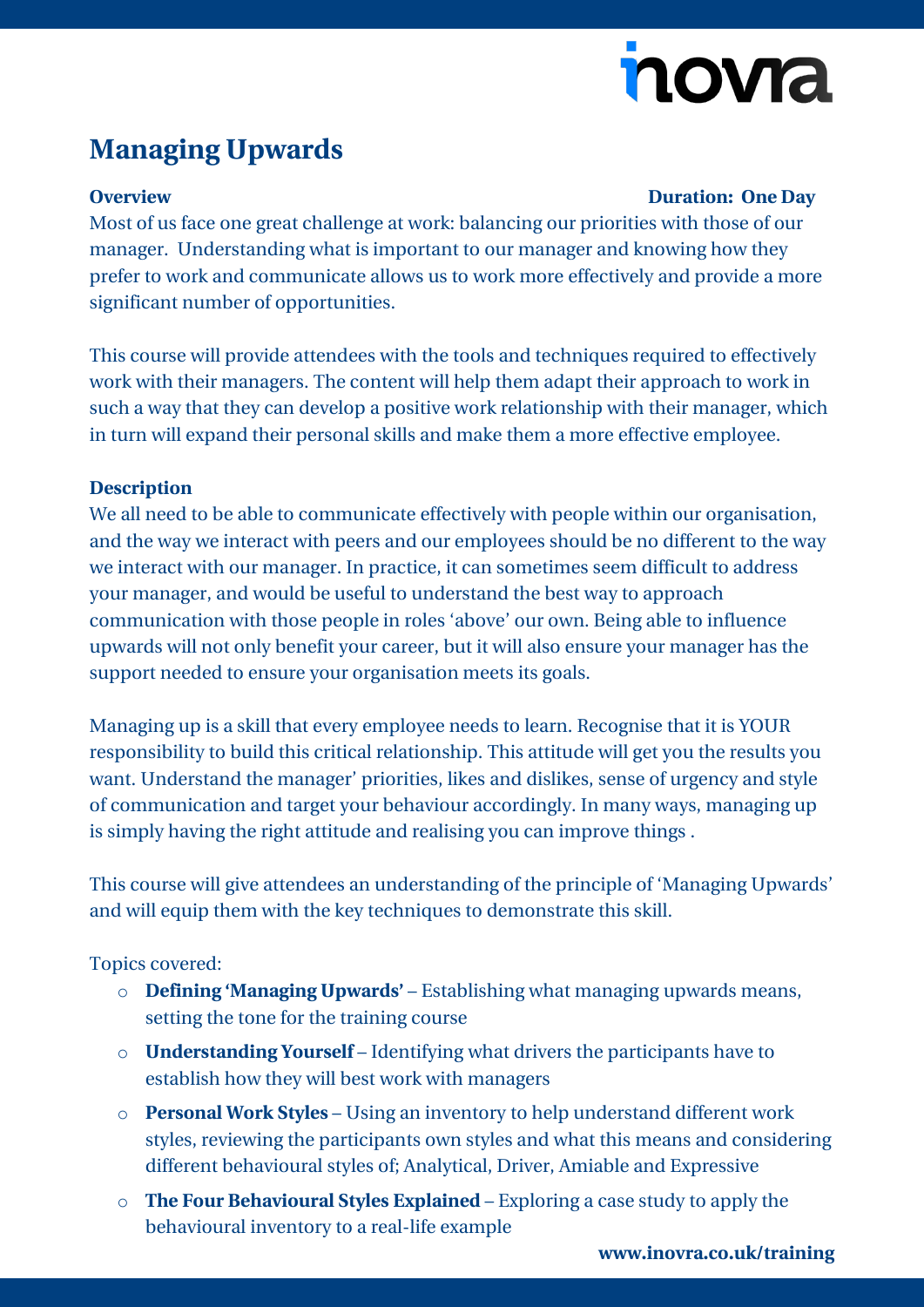# Managing Upwards

**Overview** **Duration: One Day**

Most of us face one great challenge at work: balancing our priorities with those of our manager. Understanding what is important to our manager and knowing how they prefer to work and communicate allows us to work more effectively and provide a more significant number of opportunities.

This course will provide attendees with the tools and techniques required to effectively work with their managers. The content will help them adapt their approach to work in such a way that they can develop a positive work relationship with their manager, which in turn will expand their personal skills and make them a more effective employee.

**Description**

We all need to be able to communicate effectively with people within our organisation, and the way we interact with peers and our employees should be no different to the way we interact with our manager. In practice, it can sometimes seem difficult to address your manager, and would be useful to understand the best way to approach communication with those people in roles 'above' our own. Being able to influence upwards will not only benefit your career, but it will also ensure your manager has the support needed to ensure your organisation meets its goals.

Managing up is a skill that every employee needs to learn. Recognise that it is YOUR responsibility to build this critical relationship. This attitude will get you the results you want. Understand the manager' priorities, likes and dislikes, sense of urgency and style of communication and target your behaviour accordingly. In many ways, managing up is simply having the right attitude and realising you can improve things .

This course will give attendees an understanding of the principle of 'Managing Upwards' and will equip them with the key techniques to demonstrate this skill.

Topics covered:

- **Defining 'Managing Upwards'** – Establishing what managing upwards means, setting the tone for the training course
- **Understanding Yourself** – Identifying what drivers the participants have to establish how they will best work with managers
- **Personal Work Styles** – Using an inventory to help understand different work styles, reviewing the participants own styles and what this means and considering different behavioural styles of; Analytical, Driver, Amiable and Expressive
- **The Four Behavioural Styles Explained** – Exploring a case study to apply the behavioural inventory to a real-life example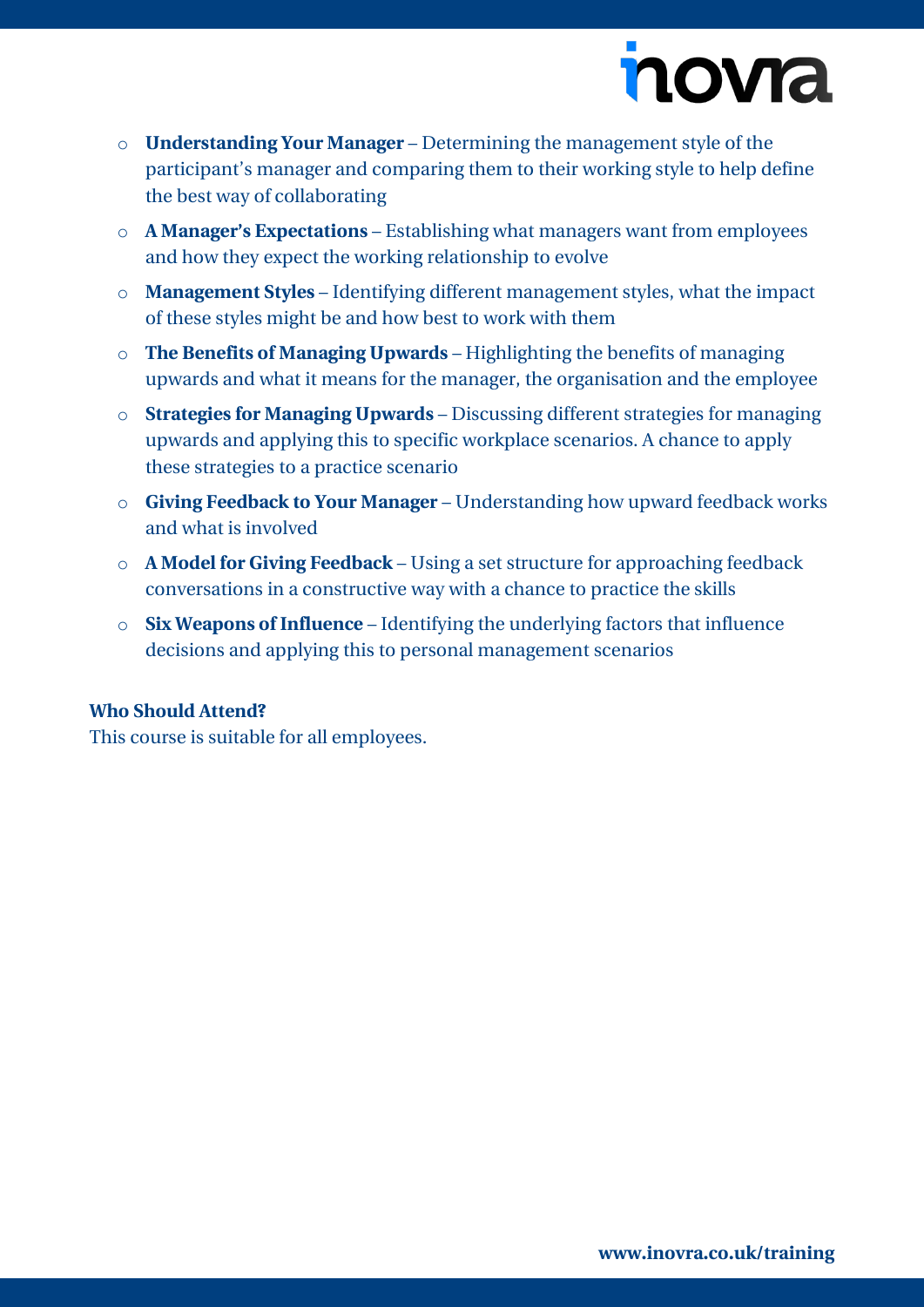- **Understanding Your Manager** – Determining the management style of the participant's manager and comparing them to their working style to help define the best way of collaborating
- **A Manager's Expectations** – Establishing what managers want from employees and how they expect the working relationship to evolve
- **Management Styles** – Identifying different management styles, what the impact of these styles might be and how best to work with them
- **The Benefits of Managing Upwards** – Highlighting the benefits of managing upwards and what it means for the manager, the organisation and the employee
- **Strategies for Managing Upwards** – Discussing different strategies for managing upwards and applying this to specific workplace scenarios. A chance to apply these strategies to a practice scenario
- **Giving Feedback to Your Manager** – Understanding how upward feedback works and what is involved
- **A Model for Giving Feedback** – Using a set structure for approaching feedback conversations in a constructive way with a chance to practice the skills
- **Six Weapons of Influence** – Identifying the underlying factors that influence decisions and applying this to personal management scenarios

**Who Should Attend?**
This course is suitable for all employees.